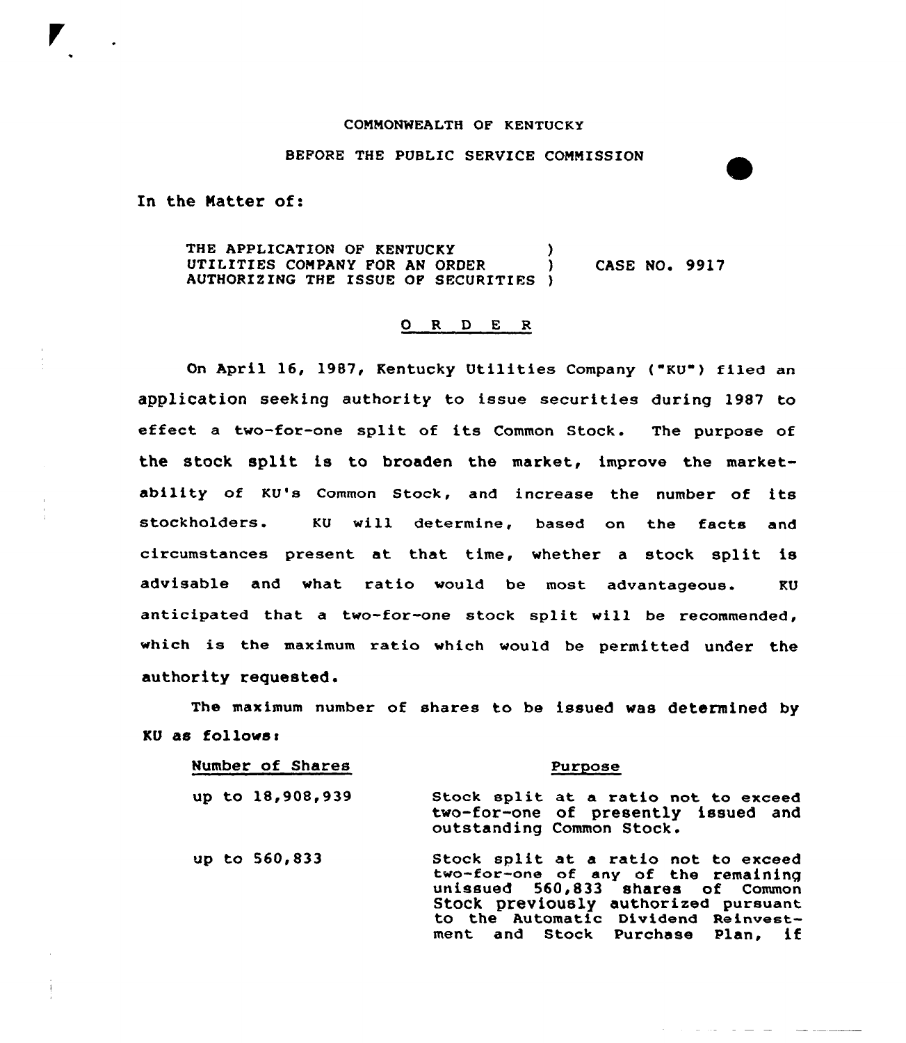COMMONWEALTH OF KENTUCKY

BEFORE THE PUBLIC SERVICE COMMISSION

In the Matter of:

THE APPLICATION OF KENTUCKY UTILITIES COMPANY FOR AN ORDER AUTHORIZING THE ISSUE OF SECURITIES ) CASE NO. 9917

## O R D E R

On April 16, 1987, Kentucky Utilities Company ("KU") filed an application seeking authority to issue securities during 1987 to effect a two-for-one split of its Common Stock. The purpose of the stock split is to broaden the market, improve the marketability of KU's Common Stock, and increase the number of its stockholders. KU will determine, based on the facts and circumstances present at that time, whether a stock split is advisable and what ratio would be most advantageous. KU anticipated that a two-for-one stock split will be recommended, which is the maximum ratio which would be permitted under the authority requested.

The maximum number of shares to be issued was determined by KU as follows:

| Number of Shares | Purpose |
|---|---|
| up to 18,908,939 | Stock split at a ratio not to exceed two-for-one of presently issued and outstanding Common Stock. |
| up to 560,833 | Stock split at a ratio not to exceed two-for-one of any of the remaining unissued 560,833 shares of Common Stock previously authorized pursuant to the Automatic Dividend Reinvestment and Stock Purchase Plan, if |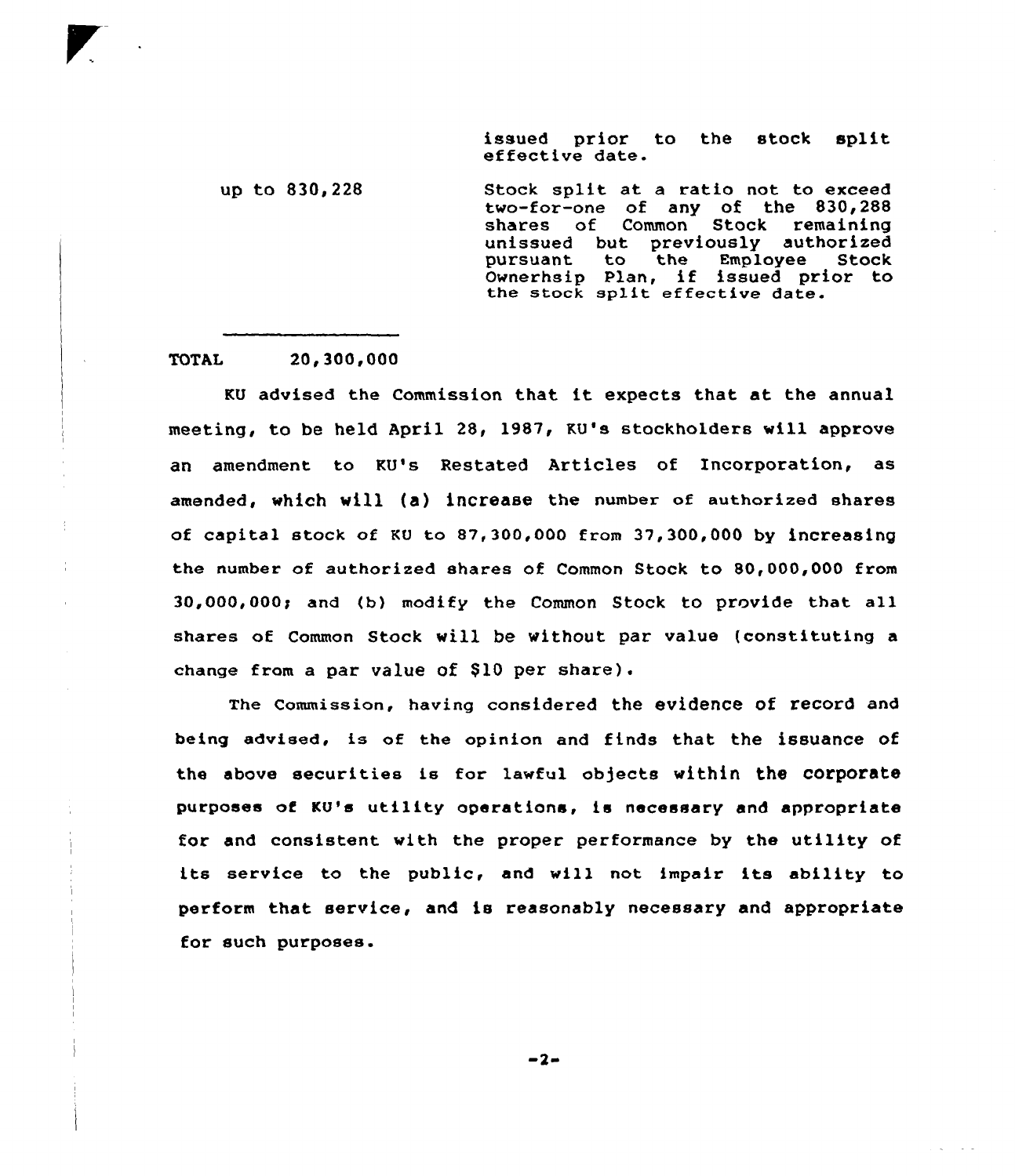| | |
|---|---|
| | issued prior to the stock split effective date. |
| up to 830,228 | Stock split at a ratio not to exceed two-for-one of any of the 830,288 shares of Common Stock remaining unissued but previously authorized pursuant to the Employee Stock Ownerhsip Plan, if issued prior to the stock split effective date. |
| TOTAL 20,300,000 | |

KU advised the Commission that it expects that at the annual meeting, to be held April 28, 1987, KU's stockholders will approve an amendment to KU's Restated Articles of Incorporation, as amended, which will (a) increase the number of authorized shares of capital stock of KU to 87,300,000 from 37,300,000 by increasing the number of authorized shares of Common Stock to 80,000,000 from 30,000,000; and (b) modify the Common Stock to provide that all shares of Common Stock will be without par value (constituting a change from a par value of $10 per share).

The Commission, having considered the evidence of record and being advised, is of the opinion and finds that the issuance of the above securities is for lawful objects within the corporate purposes of KU's utility operations, is necessary and appropriate for and consistent with the proper performance by the utility of its service to the public, and will not impair its ability to perform that service, and is reasonably necessary and appropriate for such purposes.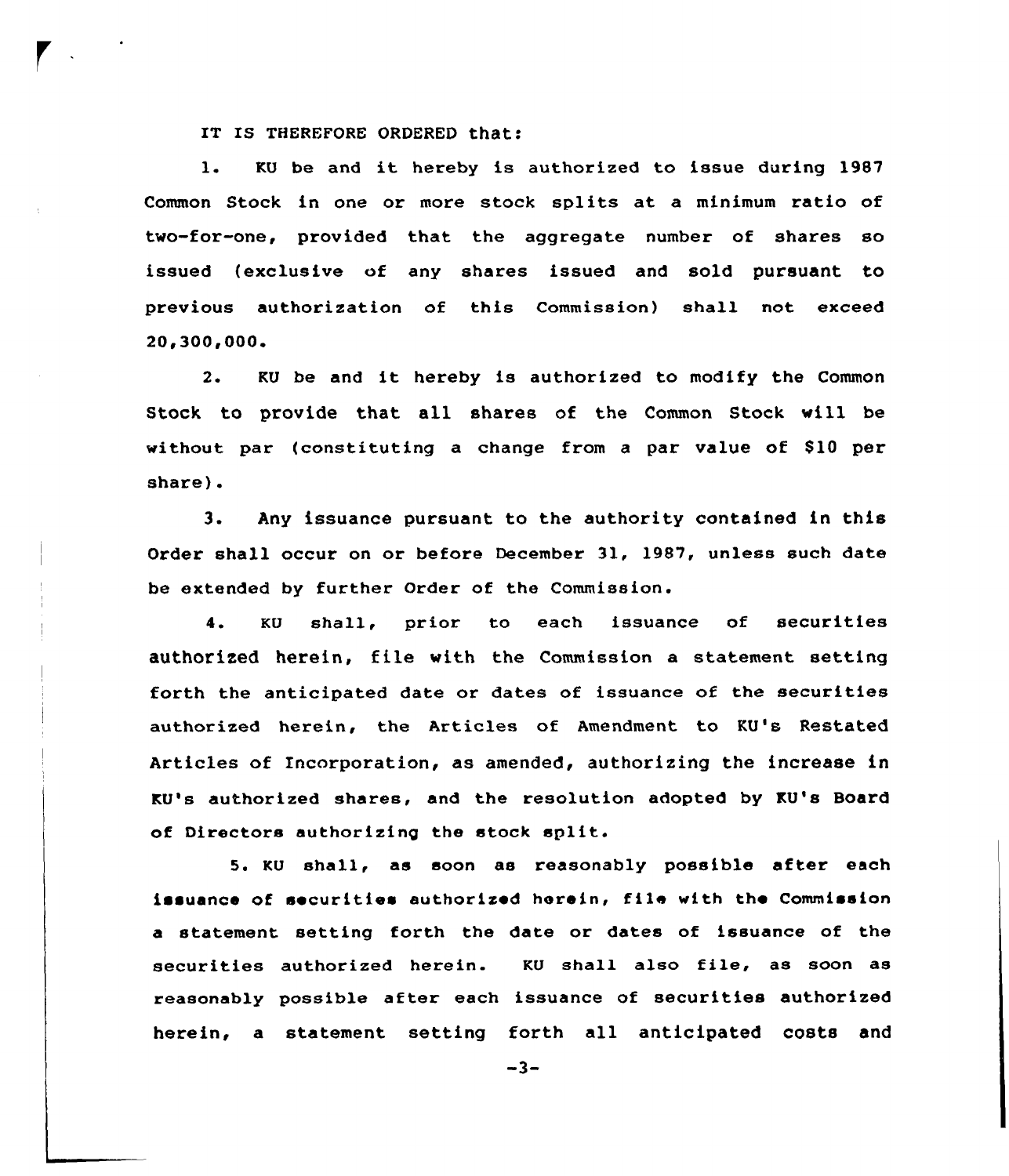IT IS THEREFORE ORDERED that:

1. KU be and it hereby is authorized to issue during 1987 Common Stock in one or more stock splits at a minimum ratio of two-for-one, provided that the aggregate number of shares so issued (exclusive of any shares issued and sold pursuant to previous authorization of this Commission) shall not exceed 20,300,000.

2. KU be and it hereby is authorized to modify the Common Stock to provide that all shares of the Common Stock will be without par (constituting a change from a par value of $10 per share).

3. Any issuance pursuant to the authority contained in this Order shall occur on or before December 31, 1987, unless such date be extended by further Order of the Commission.

4. KU shall, prior to each issuance of securities authorized herein, file with the Commission a statement setting forth the anticipated date or dates of issuance of the securities authorized herein, the Articles of Amendment to KU's Restated Articles of Incorporation, as amended, authorizing the increase in KU's authorized shares, and the resolution adopted by KU's Board of Directors authorizing the stock split.

5. KU shall, as soon as reasonably possible after each issuance of securities authorized herein, file with the Commission a statement setting forth the date or dates of issuance of the securities authorized herein. KU shall also file, as soon as reasonably possible after each issuance of securities authorized herein, a statement setting forth all anticipated costs and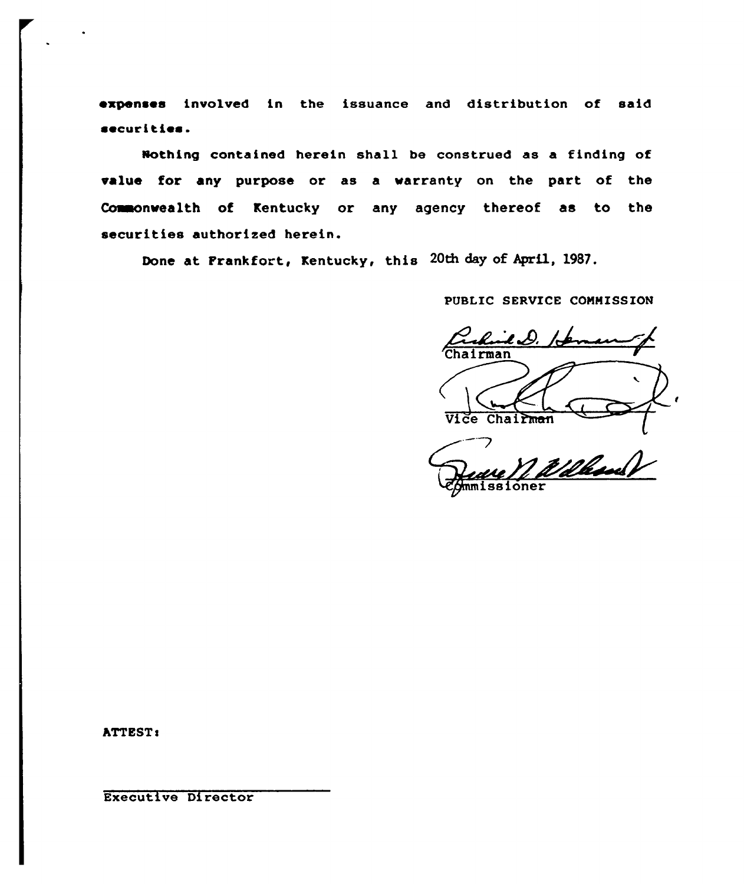expenses involved in the issuance and distribution of said securities.

Nothing contained herein shall be construed as a finding of value for any purpose or as a warranty on the part of the Commonwealth of Kentucky or any agency thereof as to the securities authorized herein.

Done at Frankfort, Kentucky, this 20th day of April, 1987.

PUBLIC SERVICE COMMISSION

Chairman

Vice Chairman

Commissioner

ATTEST:

Executive Director